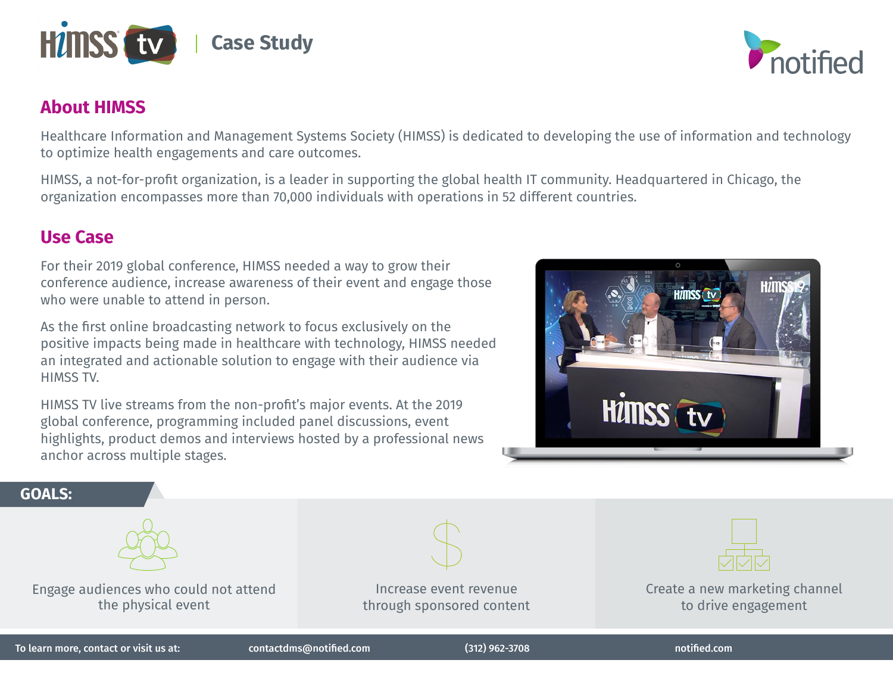# HIMSS tv | Case Study

## About HIMSS

Healthcare Information and Management Systems Society (HIMSS) is dedicated to developing the use of information and technology to optimize health engagements and care outcomes.

HIMSS, a not-for-profit organization, is a leader in supporting the global health IT community. Headquartered in Chicago, the organization encompasses more than 70,000 individuals with operations in 52 different countries.

## Use Case

For their 2019 global conference, HIMSS needed a way to grow their conference audience, increase awareness of their event and engage those who were unable to attend in person.

As the first online broadcasting network to focus exclusively on the positive impacts being made in healthcare with technology, HIMSS needed an integrated and actionable solution to engage with their audience via HIMSS TV.

HIMSS TV live streams from the non-profit's major events. At the 2019 global conference, programming included panel discussions, event highlights, product demos and interviews hosted by a professional news anchor across multiple stages.

## GOALS:

- Engage audiences who could not attend the physical event
- Increase event revenue through sponsored content
- Create a new marketing channel to drive engagement

To learn more, contact or visit us at: contactdms@notified.com (312) 962-3708 notified.com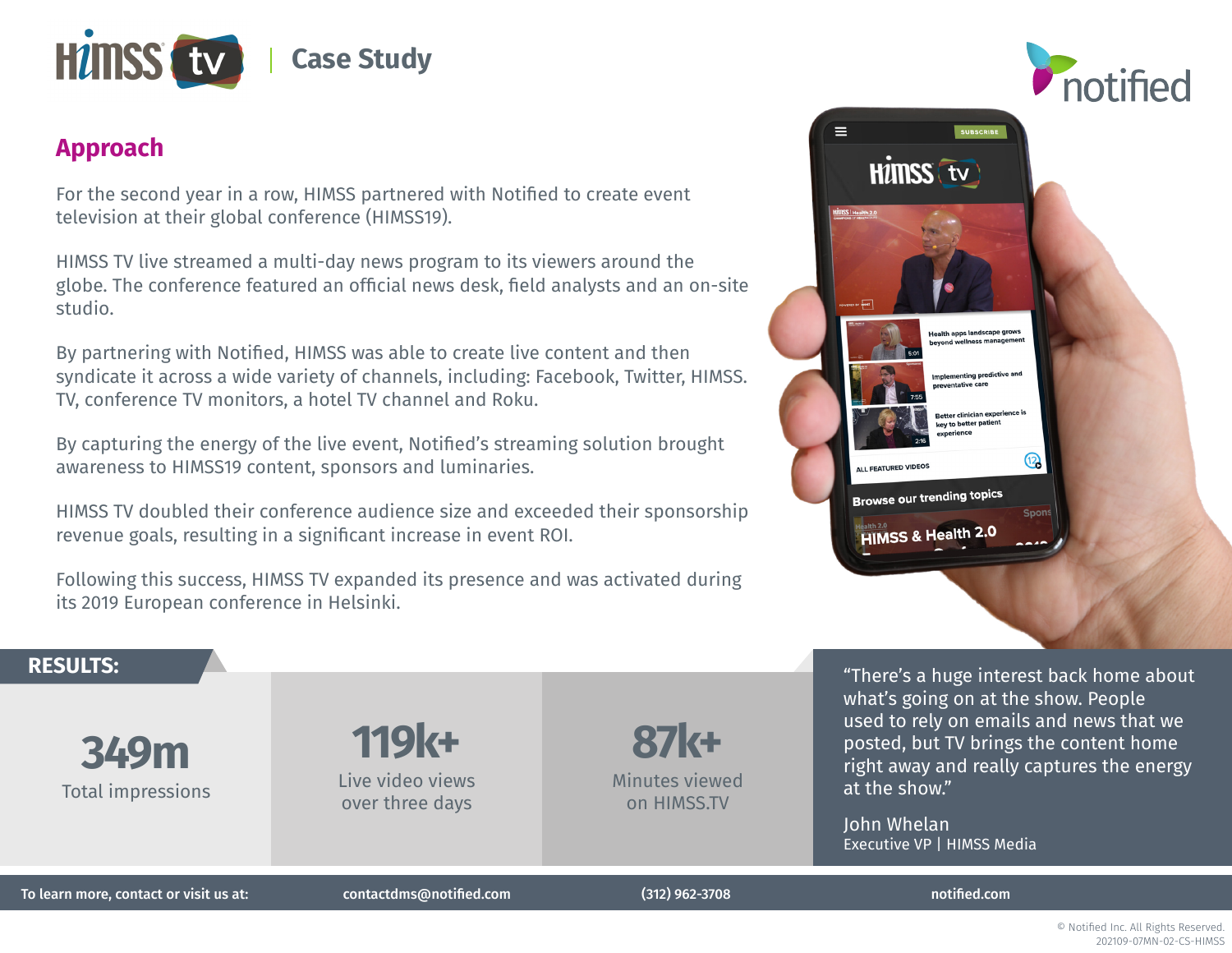HIMSS tv | Case Study

notified

## Approach

For the second year in a row, HIMSS partnered with Notified to create event television at their global conference (HIMSS19).

HIMSS TV live streamed a multi-day news program to its viewers around the globe. The conference featured an official news desk, field analysts and an on-site studio.

By partnering with Notified, HIMSS was able to create live content and then syndicate it across a wide variety of channels, including: Facebook, Twitter, HIMSS.TV, conference TV monitors, a hotel TV channel and Roku.

By capturing the energy of the live event, Notified's streaming solution brought awareness to HIMSS19 content, sponsors and luminaries.

HIMSS TV doubled their conference audience size and exceeded their sponsorship revenue goals, resulting in a significant increase in event ROI.

Following this success, HIMSS TV expanded its presence and was activated during its 2019 European conference in Helsinki.

## RESULTS:

**349m**
Total impressions

**119k+**
Live video views over three days

**87k+**
Minutes viewed on HIMSS.TV

"There's a huge interest back home about what's going on at the show. People used to rely on emails and news that we posted, but TV brings the content home right away and really captures the energy at the show."

John Whelan
Executive VP | HIMSS Media

**To learn more, contact or visit us at:** contactdms@notified.com | (312) 962-3708 | notified.com

© Notified Inc. All Rights Reserved.
202109-07MN-02-CS-HIMSS